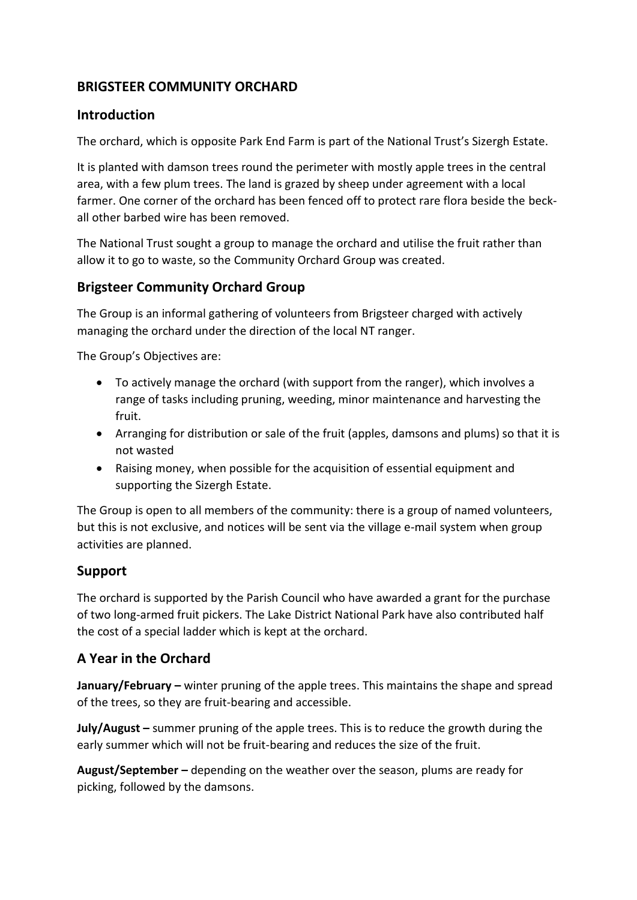# BRIGSTEER COMMUNITY ORCHARD

## Introduction

The orchard, which is opposite Park End Farm is part of the National Trust's Sizergh Estate.

It is planted with damson trees round the perimeter with mostly apple trees in the central area, with a few plum trees. The land is grazed by sheep under agreement with a local farmer. One corner of the orchard has been fenced off to protect rare flora beside the beck- all other barbed wire has been removed.

The National Trust sought a group to manage the orchard and utilise the fruit rather than allow it to go to waste, so the Community Orchard Group was created.

## Brigsteer Community Orchard Group

The Group is an informal gathering of volunteers from Brigsteer charged with actively managing the orchard under the direction of the local NT ranger.

The Group's Objectives are:

- To actively manage the orchard (with support from the ranger), which involves a range of tasks including pruning, weeding, minor maintenance and harvesting the fruit.
- Arranging for distribution or sale of the fruit (apples, damsons and plums) so that it is not wasted
- Raising money, when possible for the acquisition of essential equipment and supporting the Sizergh Estate.

The Group is open to all members of the community: there is a group of named volunteers, but this is not exclusive, and notices will be sent via the village e-mail system when group activities are planned.

## Support

The orchard is supported by the Parish Council who have awarded a grant for the purchase of two long-armed fruit pickers. The Lake District National Park have also contributed half the cost of a special ladder which is kept at the orchard.

## A Year in the Orchard

**January/February –** winter pruning of the apple trees. This maintains the shape and spread of the trees, so they are fruit-bearing and accessible.

**July/August –** summer pruning of the apple trees. This is to reduce the growth during the early summer which will not be fruit-bearing and reduces the size of the fruit.

**August/September –** depending on the weather over the season, plums are ready for picking, followed by the damsons.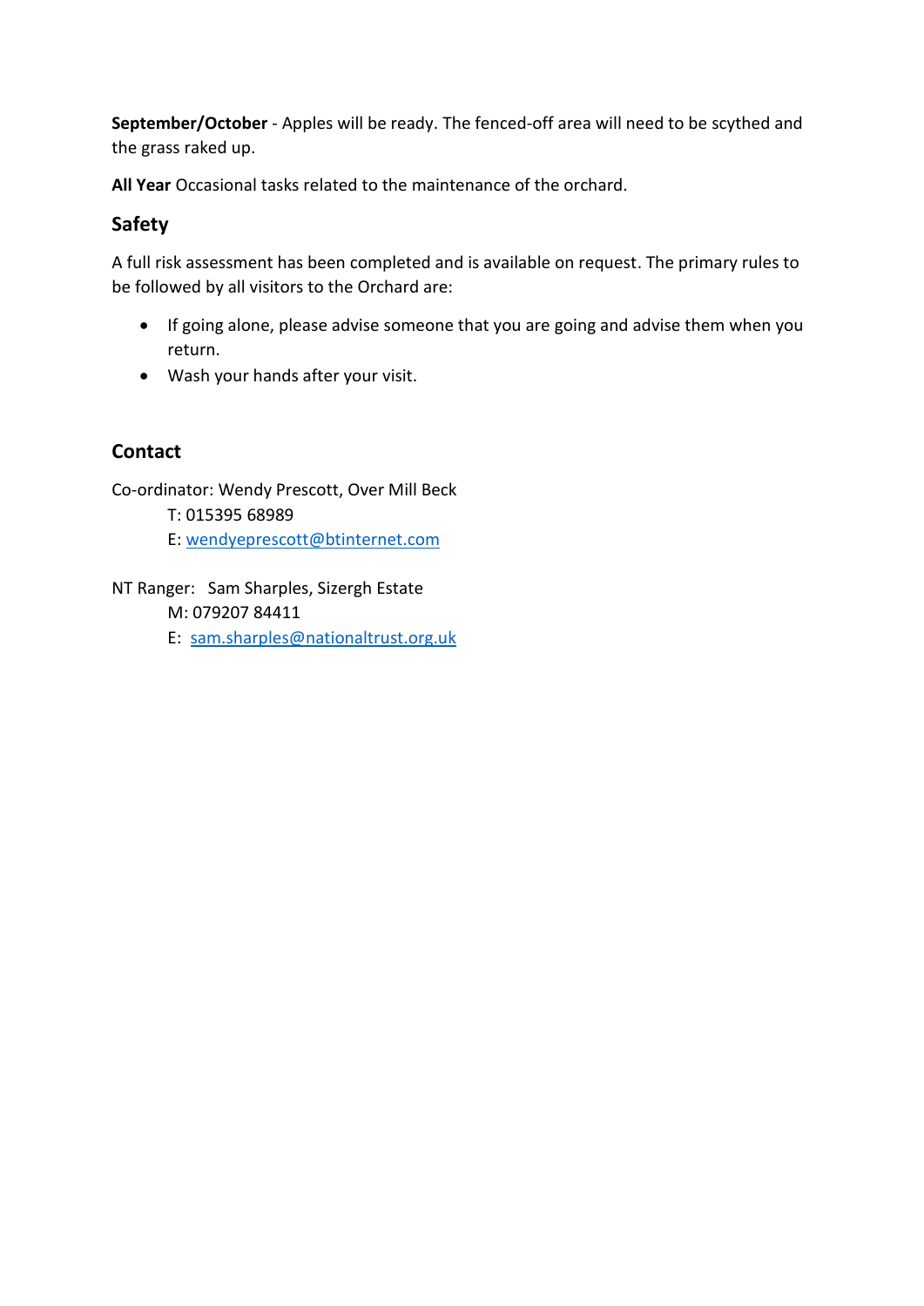**September/October** - Apples will be ready. The fenced-off area will need to be scythed and the grass raked up.

**All Year** Occasional tasks related to the maintenance of the orchard.

## Safety

A full risk assessment has been completed and is available on request. The primary rules to be followed by all visitors to the Orchard are:

- If going alone, please advise someone that you are going and advise them when you return.
- Wash your hands after your visit.

## Contact

Co-ordinator: Wendy Prescott, Over Mill Beck
T: 015395 68989
E: wendyeprescott@btinternet.com

NT Ranger: Sam Sharples, Sizergh Estate
M: 079207 84411
E: sam.sharples@nationaltrust.org.uk